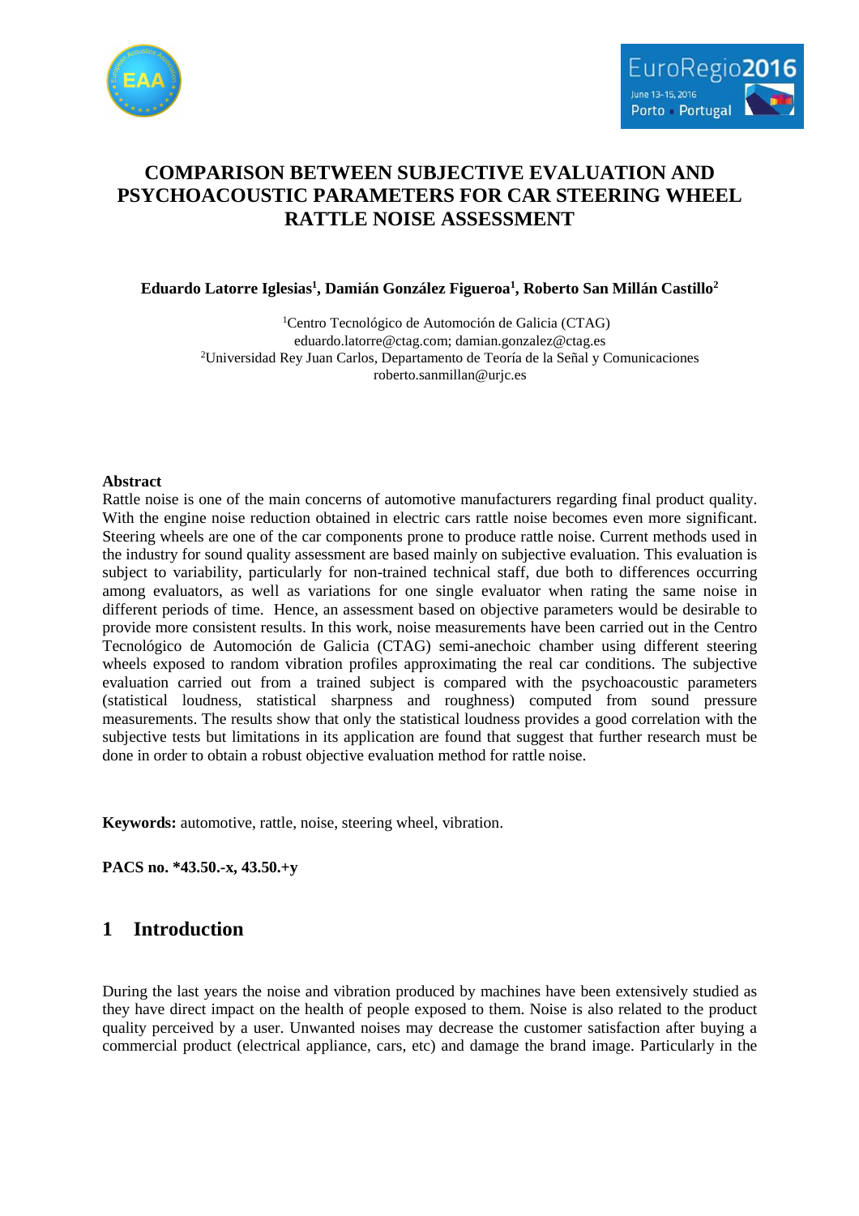# COMPARISON BETWEEN SUBJECTIVE EVALUATION AND PSYCHOACOUSTIC PARAMETERS FOR CAR STEERING WHEEL RATTLE NOISE ASSESSMENT

**Eduardo Latorre Iglesias[1], Damián González Figueroa[1], Roberto San Millán Castillo[2]**

[1]Centro Tecnológico de Automoción de Galicia (CTAG)
eduardo.latorre@ctag.com; damian.gonzalez@ctag.es
[2]Universidad Rey Juan Carlos, Departamento de Teoría de la Señal y Comunicaciones
roberto.sanmillan@urjc.es

**Abstract**

Rattle noise is one of the main concerns of automotive manufacturers regarding final product quality. With the engine noise reduction obtained in electric cars rattle noise becomes even more significant. Steering wheels are one of the car components prone to produce rattle noise. Current methods used in the industry for sound quality assessment are based mainly on subjective evaluation. This evaluation is subject to variability, particularly for non-trained technical staff, due both to differences occurring among evaluators, as well as variations for one single evaluator when rating the same noise in different periods of time. Hence, an assessment based on objective parameters would be desirable to provide more consistent results. In this work, noise measurements have been carried out in the Centro Tecnológico de Automoción de Galicia (CTAG) semi-anechoic chamber using different steering wheels exposed to random vibration profiles approximating the real car conditions. The subjective evaluation carried out from a trained subject is compared with the psychoacoustic parameters (statistical loudness, statistical sharpness and roughness) computed from sound pressure measurements. The results show that only the statistical loudness provides a good correlation with the subjective tests but limitations in its application are found that suggest that further research must be done in order to obtain a robust objective evaluation method for rattle noise.

**Keywords:** automotive, rattle, noise, steering wheel, vibration.

**PACS no. *43.50.-x, 43.50.+y**

## 1 Introduction

During the last years the noise and vibration produced by machines have been extensively studied as they have direct impact on the health of people exposed to them. Noise is also related to the product quality perceived by a user. Unwanted noises may decrease the customer satisfaction after buying a commercial product (electrical appliance, cars, etc) and damage the brand image. Particularly in the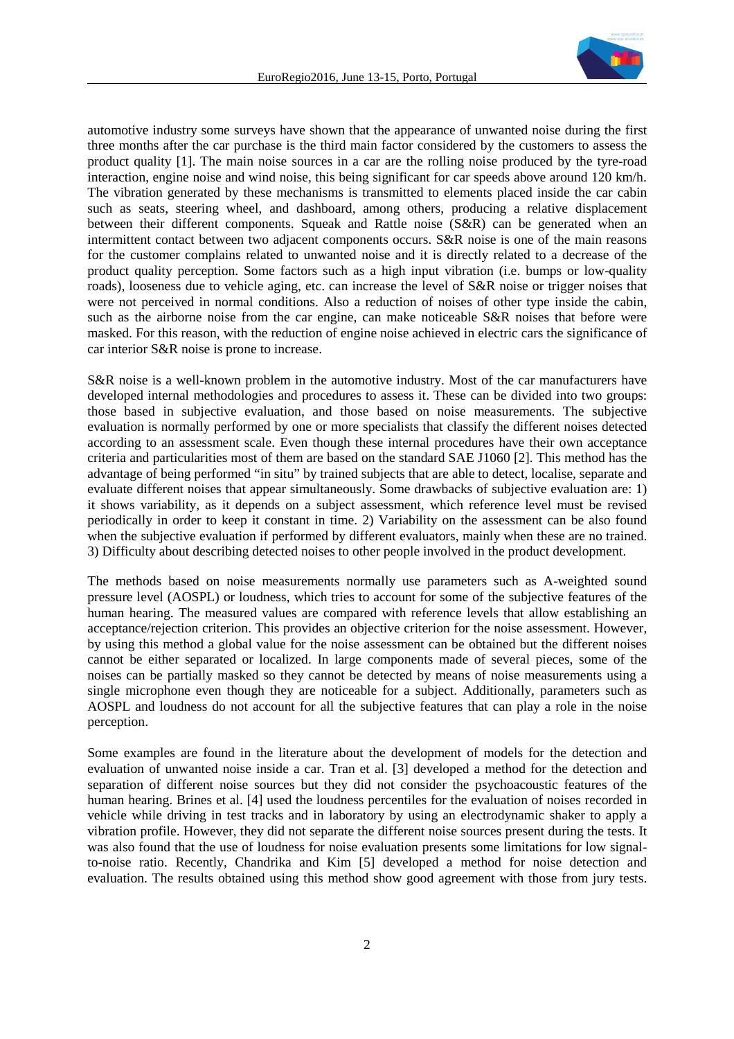automotive industry some surveys have shown that the appearance of unwanted noise during the first three months after the car purchase is the third main factor considered by the customers to assess the product quality [1]. The main noise sources in a car are the rolling noise produced by the tyre-road interaction, engine noise and wind noise, this being significant for car speeds above around 120 km/h. The vibration generated by these mechanisms is transmitted to elements placed inside the car cabin such as seats, steering wheel, and dashboard, among others, producing a relative displacement between their different components. Squeak and Rattle noise (S&R) can be generated when an intermittent contact between two adjacent components occurs. S&R noise is one of the main reasons for the customer complains related to unwanted noise and it is directly related to a decrease of the product quality perception. Some factors such as a high input vibration (i.e. bumps or low-quality roads), looseness due to vehicle aging, etc. can increase the level of S&R noise or trigger noises that were not perceived in normal conditions. Also a reduction of noises of other type inside the cabin, such as the airborne noise from the car engine, can make noticeable S&R noises that before were masked. For this reason, with the reduction of engine noise achieved in electric cars the significance of car interior S&R noise is prone to increase.

S&R noise is a well-known problem in the automotive industry. Most of the car manufacturers have developed internal methodologies and procedures to assess it. These can be divided into two groups: those based in subjective evaluation, and those based on noise measurements. The subjective evaluation is normally performed by one or more specialists that classify the different noises detected according to an assessment scale. Even though these internal procedures have their own acceptance criteria and particularities most of them are based on the standard SAE J1060 [2]. This method has the advantage of being performed "in situ" by trained subjects that are able to detect, localise, separate and evaluate different noises that appear simultaneously. Some drawbacks of subjective evaluation are: 1) it shows variability, as it depends on a subject assessment, which reference level must be revised periodically in order to keep it constant in time. 2) Variability on the assessment can be also found when the subjective evaluation if performed by different evaluators, mainly when these are no trained. 3) Difficulty about describing detected noises to other people involved in the product development.

The methods based on noise measurements normally use parameters such as A-weighted sound pressure level (AOSPL) or loudness, which tries to account for some of the subjective features of the human hearing. The measured values are compared with reference levels that allow establishing an acceptance/rejection criterion. This provides an objective criterion for the noise assessment. However, by using this method a global value for the noise assessment can be obtained but the different noises cannot be either separated or localized. In large components made of several pieces, some of the noises can be partially masked so they cannot be detected by means of noise measurements using a single microphone even though they are noticeable for a subject. Additionally, parameters such as AOSPL and loudness do not account for all the subjective features that can play a role in the noise perception.

Some examples are found in the literature about the development of models for the detection and evaluation of unwanted noise inside a car. Tran et al. [3] developed a method for the detection and separation of different noise sources but they did not consider the psychoacoustic features of the human hearing. Brines et al. [4] used the loudness percentiles for the evaluation of noises recorded in vehicle while driving in test tracks and in laboratory by using an electrodynamic shaker to apply a vibration profile. However, they did not separate the different noise sources present during the tests. It was also found that the use of loudness for noise evaluation presents some limitations for low signal-to-noise ratio. Recently, Chandrika and Kim [5] developed a method for noise detection and evaluation. The results obtained using this method show good agreement with those from jury tests.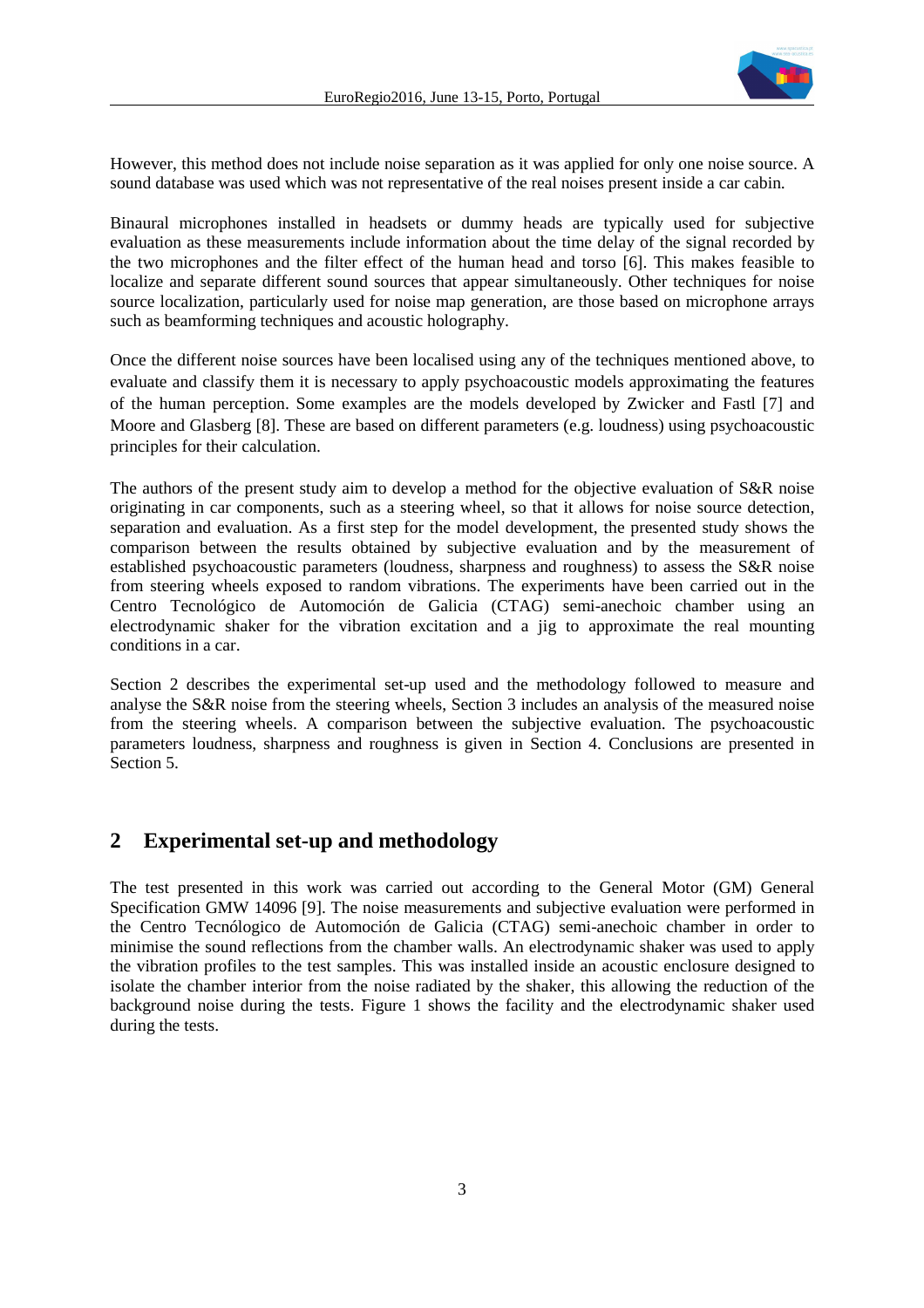However, this method does not include noise separation as it was applied for only one noise source. A sound database was used which was not representative of the real noises present inside a car cabin.

Binaural microphones installed in headsets or dummy heads are typically used for subjective evaluation as these measurements include information about the time delay of the signal recorded by the two microphones and the filter effect of the human head and torso [6]. This makes feasible to localize and separate different sound sources that appear simultaneously. Other techniques for noise source localization, particularly used for noise map generation, are those based on microphone arrays such as beamforming techniques and acoustic holography.

Once the different noise sources have been localised using any of the techniques mentioned above, to evaluate and classify them it is necessary to apply psychoacoustic models approximating the features of the human perception. Some examples are the models developed by Zwicker and Fastl [7] and Moore and Glasberg [8]. These are based on different parameters (e.g. loudness) using psychoacoustic principles for their calculation.

The authors of the present study aim to develop a method for the objective evaluation of S&R noise originating in car components, such as a steering wheel, so that it allows for noise source detection, separation and evaluation. As a first step for the model development, the presented study shows the comparison between the results obtained by subjective evaluation and by the measurement of established psychoacoustic parameters (loudness, sharpness and roughness) to assess the S&R noise from steering wheels exposed to random vibrations. The experiments have been carried out in the Centro Tecnológico de Automoción de Galicia (CTAG) semi-anechoic chamber using an electrodynamic shaker for the vibration excitation and a jig to approximate the real mounting conditions in a car.

Section 2 describes the experimental set-up used and the methodology followed to measure and analyse the S&R noise from the steering wheels, Section 3 includes an analysis of the measured noise from the steering wheels. A comparison between the subjective evaluation. The psychoacoustic parameters loudness, sharpness and roughness is given in Section 4. Conclusions are presented in Section 5.

## 2 Experimental set-up and methodology

The test presented in this work was carried out according to the General Motor (GM) General Specification GMW 14096 [9]. The noise measurements and subjective evaluation were performed in the Centro Tecnólogico de Automoción de Galicia (CTAG) semi-anechoic chamber in order to minimise the sound reflections from the chamber walls. An electrodynamic shaker was used to apply the vibration profiles to the test samples. This was installed inside an acoustic enclosure designed to isolate the chamber interior from the noise radiated by the shaker, this allowing the reduction of the background noise during the tests. Figure 1 shows the facility and the electrodynamic shaker used during the tests.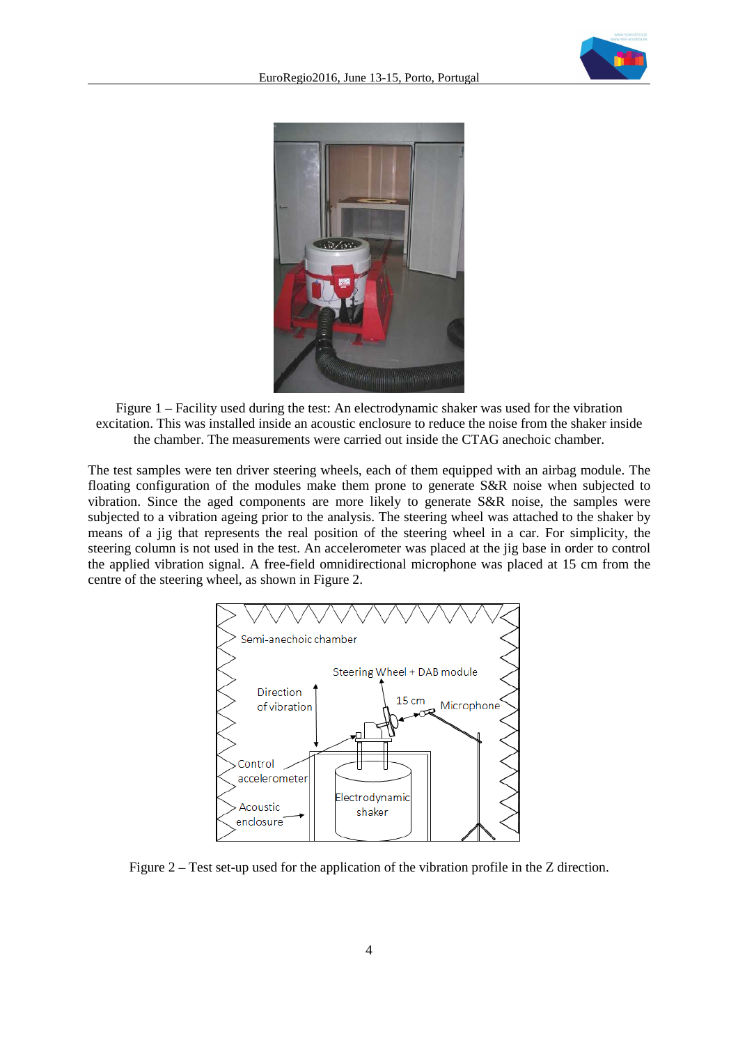Figure 1 – Facility used during the test: An electrodynamic shaker was used for the vibration excitation. This was installed inside an acoustic enclosure to reduce the noise from the shaker inside the chamber. The measurements were carried out inside the CTAG anechoic chamber.

The test samples were ten driver steering wheels, each of them equipped with an airbag module. The floating configuration of the modules make them prone to generate S&R noise when subjected to vibration. Since the aged components are more likely to generate S&R noise, the samples were subjected to a vibration ageing prior to the analysis. The steering wheel was attached to the shaker by means of a jig that represents the real position of the steering wheel in a car. For simplicity, the steering column is not used in the test. An accelerometer was placed at the jig base in order to control the applied vibration signal. A free-field omnidirectional microphone was placed at 15 cm from the centre of the steering wheel, as shown in Figure 2.

Figure 2 – Test set-up used for the application of the vibration profile in the Z direction.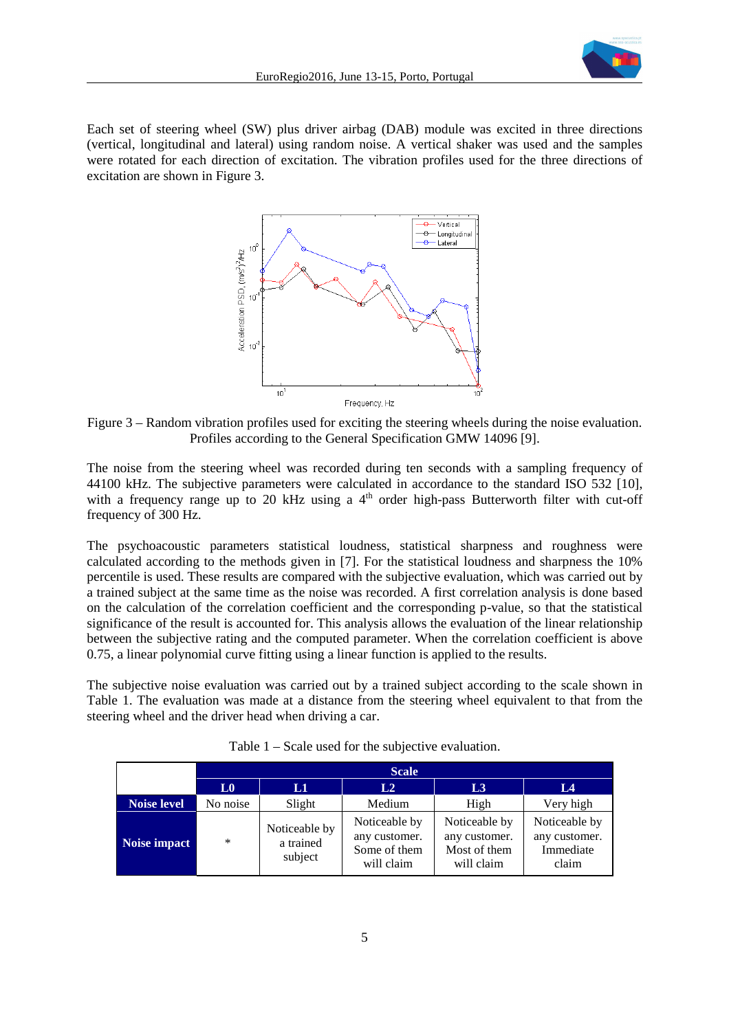Each set of steering wheel (SW) plus driver airbag (DAB) module was excited in three directions (vertical, longitudinal and lateral) using random noise. A vertical shaker was used and the samples were rotated for each direction of excitation. The vibration profiles used for the three directions of excitation are shown in Figure 3.

Figure 3 – Random vibration profiles used for exciting the steering wheels during the noise evaluation. Profiles according to the General Specification GMW 14096 [9].

The noise from the steering wheel was recorded during ten seconds with a sampling frequency of 44100 kHz. The subjective parameters were calculated in accordance to the standard ISO 532 [10], with a frequency range up to 20 kHz using a $4^{th}$ order high-pass Butterworth filter with cut-off frequency of 300 Hz.

The psychoacoustic parameters statistical loudness, statistical sharpness and roughness were calculated according to the methods given in [7]. For the statistical loudness and sharpness the 10% percentile is used. These results are compared with the subjective evaluation, which was carried out by a trained subject at the same time as the noise was recorded. A first correlation analysis is done based on the calculation of the correlation coefficient and the corresponding p-value, so that the statistical significance of the result is accounted for. This analysis allows the evaluation of the linear relationship between the subjective rating and the computed parameter. When the correlation coefficient is above 0.75, a linear polynomial curve fitting using a linear function is applied to the results.

The subjective noise evaluation was carried out by a trained subject according to the scale shown in Table 1. The evaluation was made at a distance from the steering wheel equivalent to that from the steering wheel and the driver head when driving a car.

Table 1 – Scale used for the subjective evaluation.

| | Scale | | | | |
|---|---|---|---|---|---|
| | **L0** | **L1** | **L2** | **L3** | **L4** |
| **Noise level** | No noise | Slight | Medium | High | Very high |
| **Noise impact** | * | Noticeable by a trained subject | Noticeable by any customer. Some of them will claim | Noticeable by any customer. Most of them will claim | Noticeable by any customer. Immediate claim |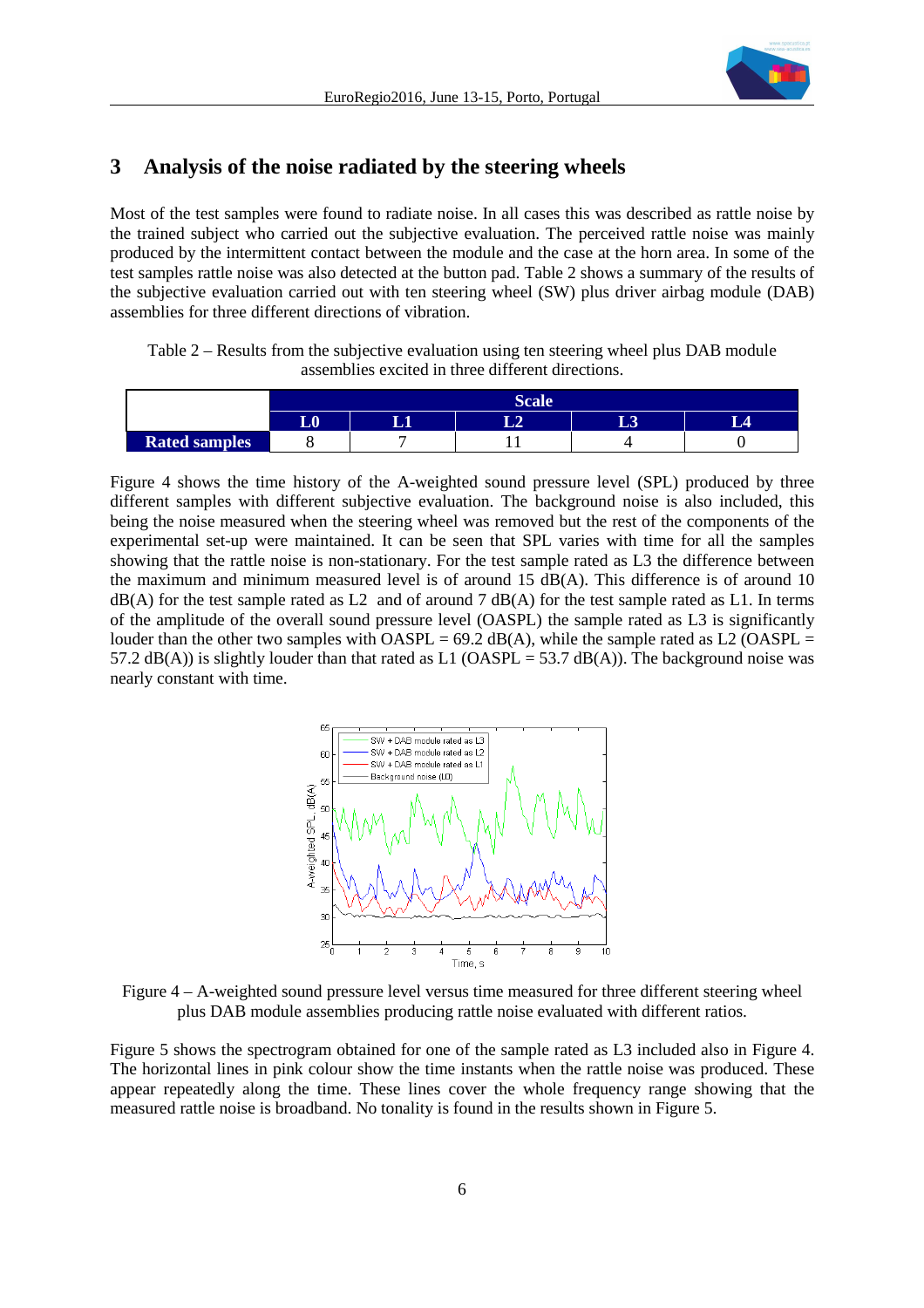## 3 Analysis of the noise radiated by the steering wheels

Most of the test samples were found to radiate noise. In all cases this was described as rattle noise by the trained subject who carried out the subjective evaluation. The perceived rattle noise was mainly produced by the intermittent contact between the module and the case at the horn area. In some of the test samples rattle noise was also detected at the button pad. Table 2 shows a summary of the results of the subjective evaluation carried out with ten steering wheel (SW) plus driver airbag module (DAB) assemblies for three different directions of vibration.

Table 2 – Results from the subjective evaluation using ten steering wheel plus DAB module assemblies excited in three different directions.

| | Scale | | | | |
|---|---|---|---|---|---|
| | L0 | L1 | L2 | L3 | L4 |
| **Rated samples** | 8 | 7 | 11 | 4 | 0 |

Figure 4 shows the time history of the A-weighted sound pressure level (SPL) produced by three different samples with different subjective evaluation. The background noise is also included, this being the noise measured when the steering wheel was removed but the rest of the components of the experimental set-up were maintained. It can be seen that SPL varies with time for all the samples showing that the rattle noise is non-stationary. For the test sample rated as L3 the difference between the maximum and minimum measured level is of around 15 dB(A). This difference is of around 10 dB(A) for the test sample rated as L2 and of around 7 dB(A) for the test sample rated as L1. In terms of the amplitude of the overall sound pressure level (OASPL) the sample rated as L3 is significantly louder than the other two samples with OASPL = 69.2 dB(A), while the sample rated as L2 (OASPL = 57.2 dB(A)) is slightly louder than that rated as L1 (OASPL = 53.7 dB(A)). The background noise was nearly constant with time.

Figure 4 – A-weighted sound pressure level versus time measured for three different steering wheel plus DAB module assemblies producing rattle noise evaluated with different ratios.

Figure 5 shows the spectrogram obtained for one of the sample rated as L3 included also in Figure 4. The horizontal lines in pink colour show the time instants when the rattle noise was produced. These appear repeatedly along the time. These lines cover the whole frequency range showing that the measured rattle noise is broadband. No tonality is found in the results shown in Figure 5.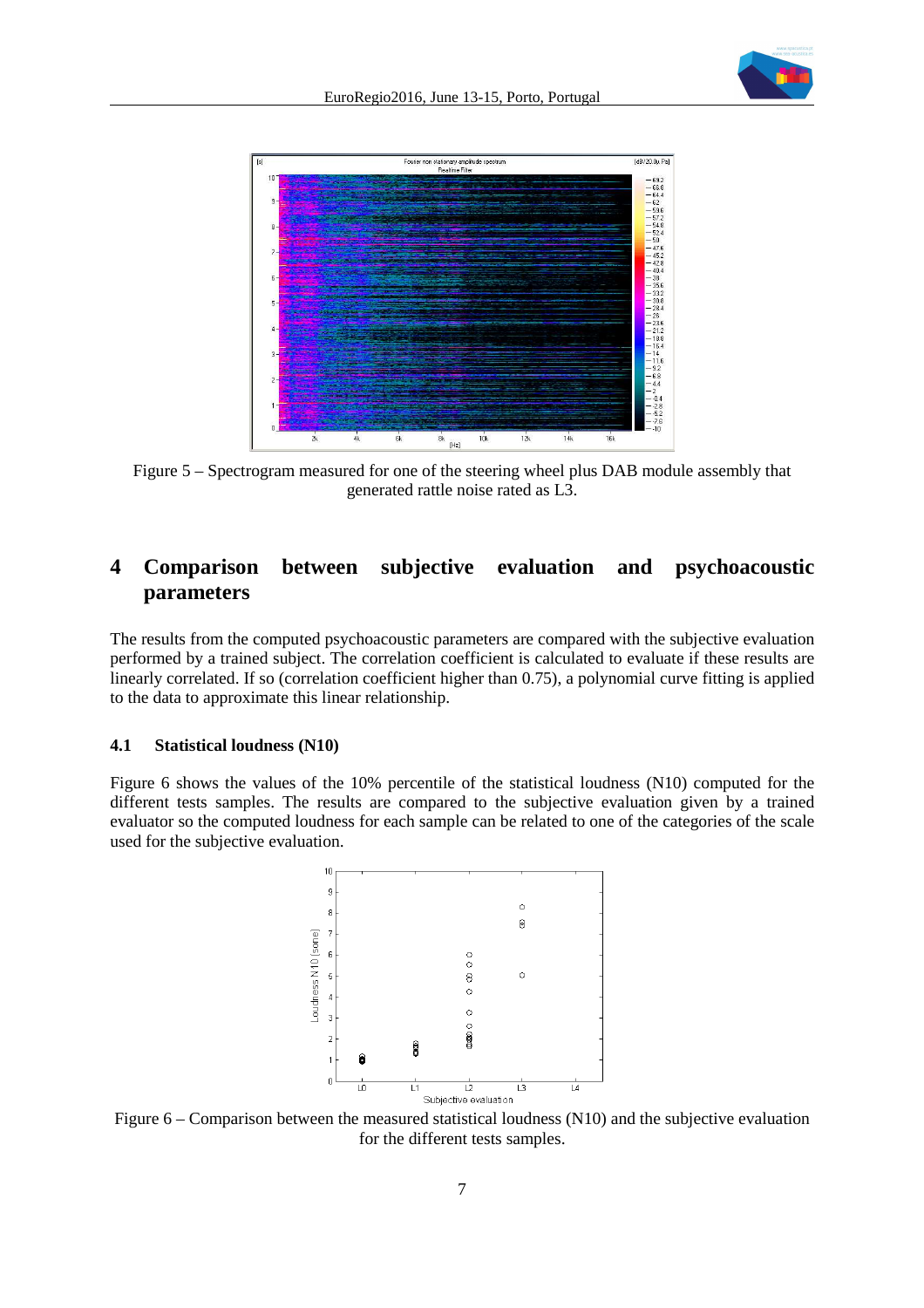Figure 5 – Spectrogram measured for one of the steering wheel plus DAB module assembly that generated rattle noise rated as L3.

## 4 Comparison between subjective evaluation and psychoacoustic parameters

The results from the computed psychoacoustic parameters are compared with the subjective evaluation performed by a trained subject. The correlation coefficient is calculated to evaluate if these results are linearly correlated. If so (correlation coefficient higher than 0.75), a polynomial curve fitting is applied to the data to approximate this linear relationship.

### 4.1 Statistical loudness (N10)

Figure 6 shows the values of the 10% percentile of the statistical loudness (N10) computed for the different tests samples. The results are compared to the subjective evaluation given by a trained evaluator so the computed loudness for each sample can be related to one of the categories of the scale used for the subjective evaluation.

Figure 6 – Comparison between the measured statistical loudness (N10) and the subjective evaluation for the different tests samples.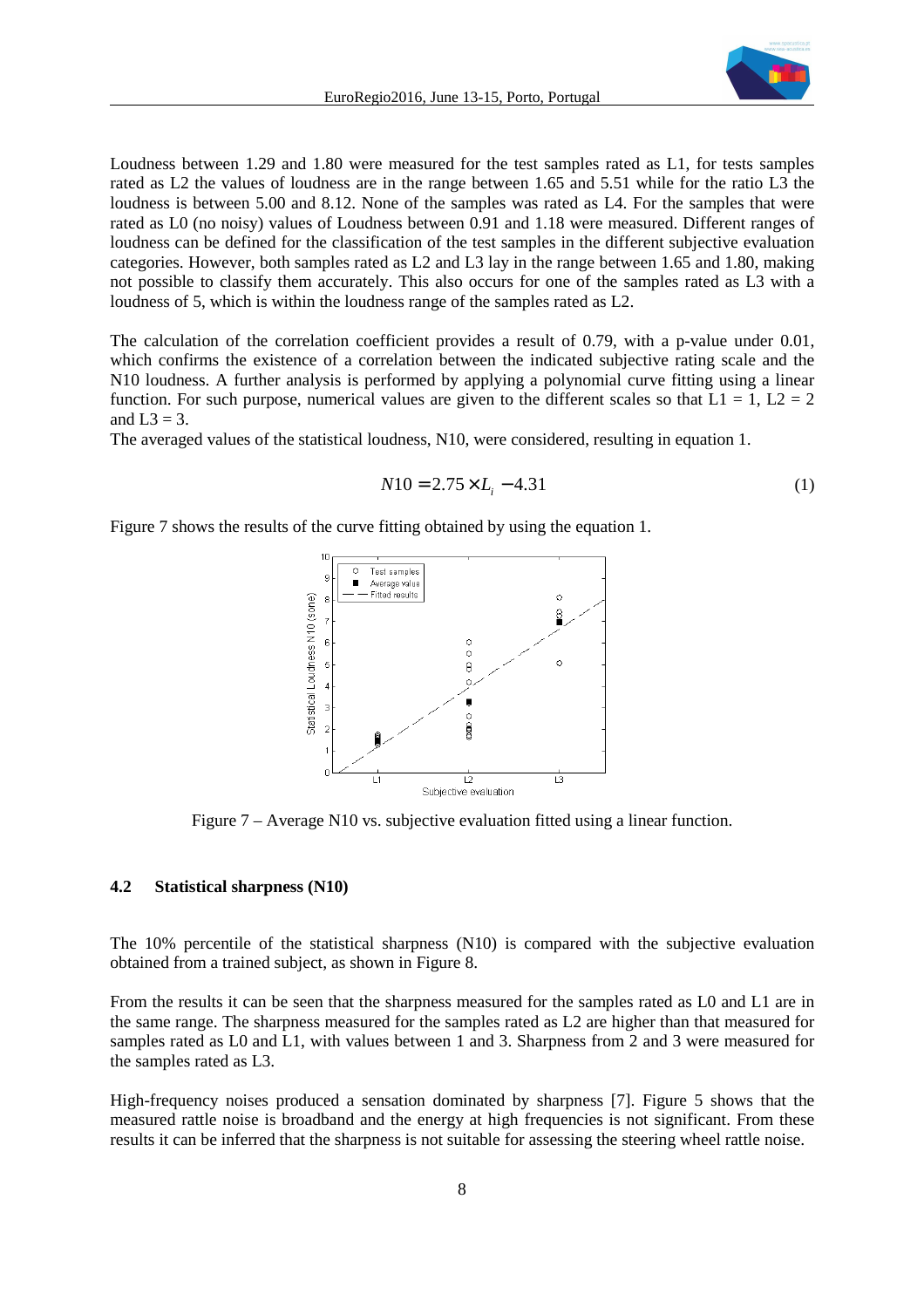Loudness between 1.29 and 1.80 were measured for the test samples rated as L1, for tests samples rated as L2 the values of loudness are in the range between 1.65 and 5.51 while for the ratio L3 the loudness is between 5.00 and 8.12. None of the samples was rated as L4. For the samples that were rated as L0 (no noisy) values of Loudness between 0.91 and 1.18 were measured. Different ranges of loudness can be defined for the classification of the test samples in the different subjective evaluation categories. However, both samples rated as L2 and L3 lay in the range between 1.65 and 1.80, making not possible to classify them accurately. This also occurs for one of the samples rated as L3 with a loudness of 5, which is within the loudness range of the samples rated as L2.

The calculation of the correlation coefficient provides a result of 0.79, with a p-value under 0.01, which confirms the existence of a correlation between the indicated subjective rating scale and the N10 loudness. A further analysis is performed by applying a polynomial curve fitting using a linear function. For such purpose, numerical values are given to the different scales so that L1 = 1, L2 = 2 and L3 = 3.

The averaged values of the statistical loudness, N10, were considered, resulting in equation 1.

$$N10 = 2.75 \times L_i - 4.31 \tag{1}$$

Figure 7 shows the results of the curve fitting obtained by using the equation 1.

Figure 7 – Average N10 vs. subjective evaluation fitted using a linear function.

### 4.2 Statistical sharpness (N10)

The 10% percentile of the statistical sharpness (N10) is compared with the subjective evaluation obtained from a trained subject, as shown in Figure 8.

From the results it can be seen that the sharpness measured for the samples rated as L0 and L1 are in the same range. The sharpness measured for the samples rated as L2 are higher than that measured for samples rated as L0 and L1, with values between 1 and 3. Sharpness from 2 and 3 were measured for the samples rated as L3.

High-frequency noises produced a sensation dominated by sharpness [7]. Figure 5 shows that the measured rattle noise is broadband and the energy at high frequencies is not significant. From these results it can be inferred that the sharpness is not suitable for assessing the steering wheel rattle noise.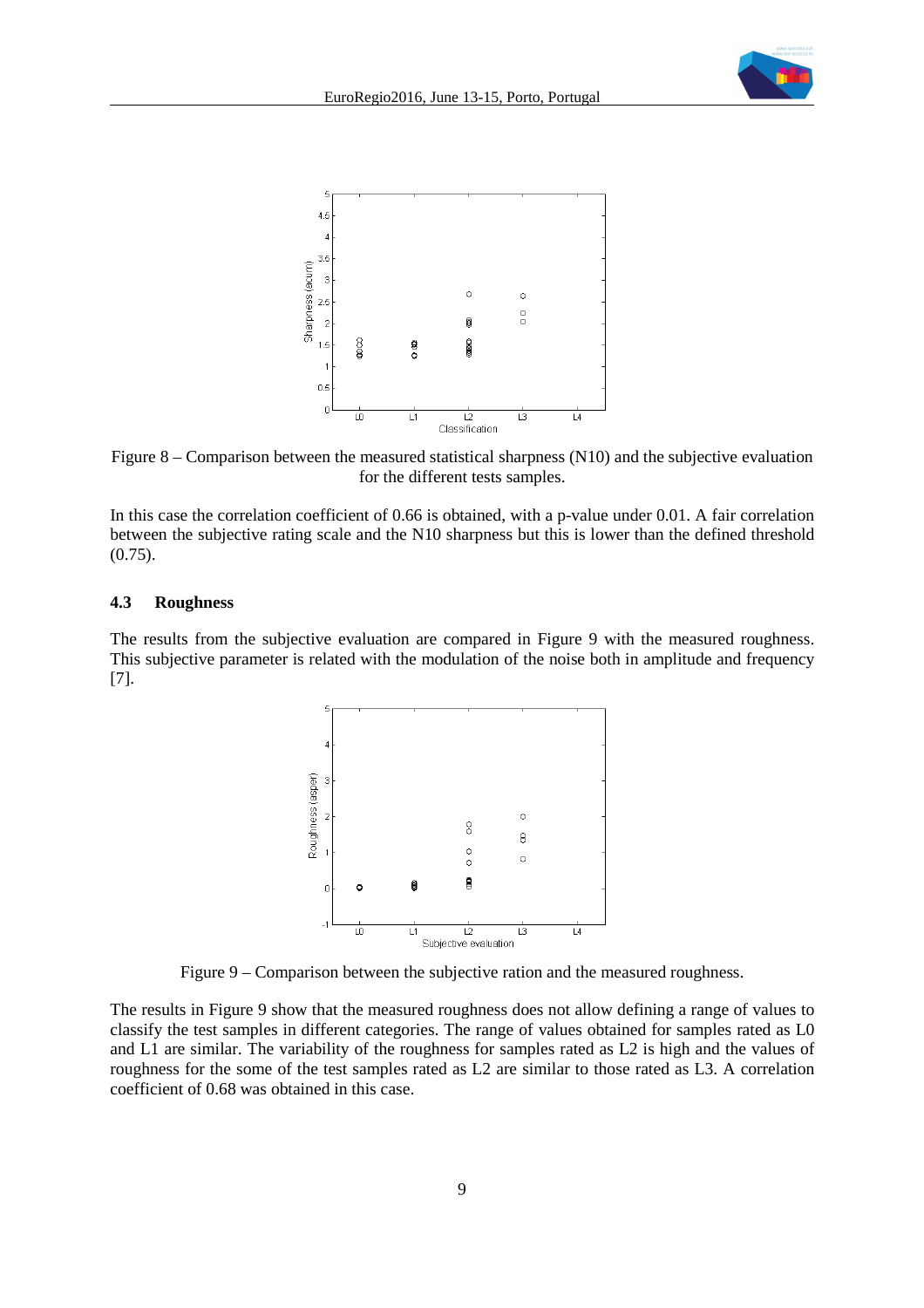Figure 8 – Comparison between the measured statistical sharpness (N10) and the subjective evaluation for the different tests samples.

In this case the correlation coefficient of 0.66 is obtained, with a p-value under 0.01. A fair correlation between the subjective rating scale and the N10 sharpness but this is lower than the defined threshold (0.75).

### 4.3 Roughness

The results from the subjective evaluation are compared in Figure 9 with the measured roughness. This subjective parameter is related with the modulation of the noise both in amplitude and frequency [7].

Figure 9 – Comparison between the subjective ration and the measured roughness.

The results in Figure 9 show that the measured roughness does not allow defining a range of values to classify the test samples in different categories. The range of values obtained for samples rated as L0 and L1 are similar. The variability of the roughness for samples rated as L2 is high and the values of roughness for the some of the test samples rated as L2 are similar to those rated as L3. A correlation coefficient of 0.68 was obtained in this case.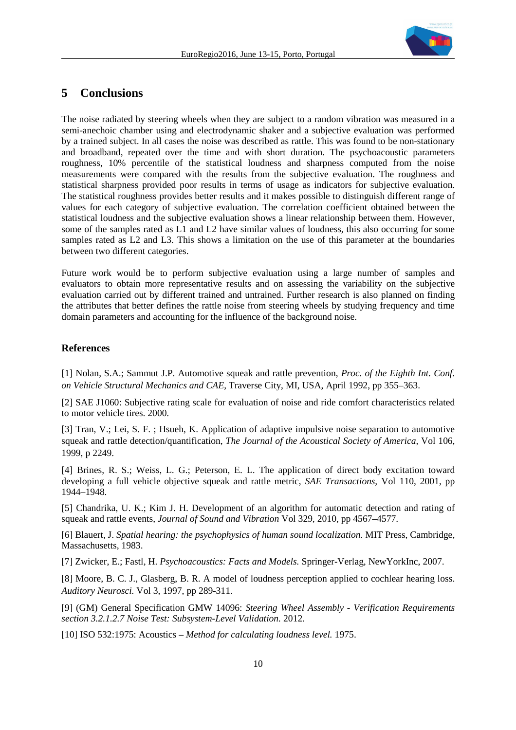## 5 Conclusions

The noise radiated by steering wheels when they are subject to a random vibration was measured in a semi-anechoic chamber using and electrodynamic shaker and a subjective evaluation was performed by a trained subject. In all cases the noise was described as rattle. This was found to be non-stationary and broadband, repeated over the time and with short duration. The psychoacoustic parameters roughness, 10% percentile of the statistical loudness and sharpness computed from the noise measurements were compared with the results from the subjective evaluation. The roughness and statistical sharpness provided poor results in terms of usage as indicators for subjective evaluation. The statistical roughness provides better results and it makes possible to distinguish different range of values for each category of subjective evaluation. The correlation coefficient obtained between the statistical loudness and the subjective evaluation shows a linear relationship between them. However, some of the samples rated as L1 and L2 have similar values of loudness, this also occurring for some samples rated as L2 and L3. This shows a limitation on the use of this parameter at the boundaries between two different categories.

Future work would be to perform subjective evaluation using a large number of samples and evaluators to obtain more representative results and on assessing the variability on the subjective evaluation carried out by different trained and untrained. Further research is also planned on finding the attributes that better defines the rattle noise from steering wheels by studying frequency and time domain parameters and accounting for the influence of the background noise.

### References

[1] Nolan, S.A.; Sammut J.P. Automotive squeak and rattle prevention, *Proc. of the Eighth Int. Conf. on Vehicle Structural Mechanics and CAE*, Traverse City, MI, USA, April 1992, pp 355–363.

[2] SAE J1060: Subjective rating scale for evaluation of noise and ride comfort characteristics related to motor vehicle tires. 2000.

[3] Tran, V.; Lei, S. F. ; Hsueh, K. Application of adaptive impulsive noise separation to automotive squeak and rattle detection/quantification, *The Journal of the Acoustical Society of America,* Vol 106, 1999, p 2249.

[4] Brines, R. S.; Weiss, L. G.; Peterson, E. L. The application of direct body excitation toward developing a full vehicle objective squeak and rattle metric, *SAE Transactions*, Vol 110, 2001, pp 1944–1948.

[5] Chandrika, U. K.; Kim J. H. Development of an algorithm for automatic detection and rating of squeak and rattle events, *Journal of Sound and Vibration* Vol 329, 2010, pp 4567–4577.

[6] Blauert, J. *Spatial hearing: the psychophysics of human sound localization.* MIT Press, Cambridge, Massachusetts, 1983.

[7] Zwicker, E.; Fastl, H. *Psychoacoustics: Facts and Models.* Springer-Verlag, NewYorkInc, 2007.

[8] Moore, B. C. J., Glasberg, B. R. A model of loudness perception applied to cochlear hearing loss. *Auditory Neurosci.* Vol 3, 1997, pp 289-311.

[9] (GM) General Specification GMW 14096: *Steering Wheel Assembly - Verification Requirements section 3.2.1.2.7 Noise Test: Subsystem-Level Validation.* 2012.

[10] ISO 532:1975: Acoustics – *Method for calculating loudness level.* 1975.